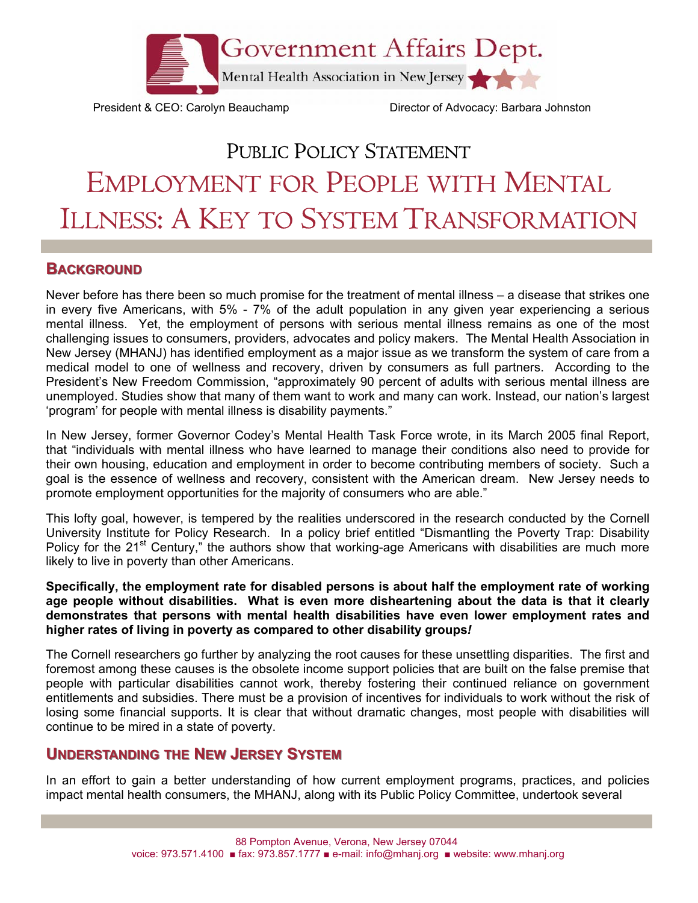Government Affairs Dept.

Mental Health Association in New Jersey

President & CEO: Carolyn Beauchamp

Director of Advocacy: Barbara Johnston

## PUBLIC POLICY STATEMENT

# EMPLOYMENT FOR PEOPLE WITH MENTAL ILLNESS: A KEY TO SYSTEM TRANSFORMATION

## BACKGROUND

Never before has there been so much promise for the treatment of mental illness – a disease that strikes one in every five Americans, with 5% - 7% of the adult population in any given year experiencing a serious mental illness. Yet, the employment of persons with serious mental illness remains as one of the most challenging issues to consumers, providers, advocates and policy makers. The Mental Health Association in New Jersey (MHANJ) has identified employment as a major issue as we transform the system of care from a medical model to one of wellness and recovery, driven by consumers as full partners. According to the President's New Freedom Commission, "approximately 90 percent of adults with serious mental illness are unemployed. Studies show that many of them want to work and many can work. Instead, our nation's largest 'program' for people with mental illness is disability payments."

In New Jersey, former Governor Codey's Mental Health Task Force wrote, in its March 2005 final Report, that "individuals with mental illness who have learned to manage their conditions also need to provide for their own housing, education and employment in order to become contributing members of society. Such a goal is the essence of wellness and recovery, consistent with the American dream. New Jersey needs to promote employment opportunities for the majority of consumers who are able."

This lofty goal, however, is tempered by the realities underscored in the research conducted by the Cornell University Institute for Policy Research. In a policy brief entitled "Dismantling the Poverty Trap: Disability Policy for the 21st Century," the authors show that working-age Americans with disabilities are much more likely to live in poverty than other Americans.

**Specifically, the employment rate for disabled persons is about half the employment rate of working age people without disabilities. What is even more disheartening about the data is that it clearly demonstrates that persons with mental health disabilities have even lower employment rates and higher rates of living in poverty as compared to other disability groups*!***

The Cornell researchers go further by analyzing the root causes for these unsettling disparities. The first and foremost among these causes is the obsolete income support policies that are built on the false premise that people with particular disabilities cannot work, thereby fostering their continued reliance on government entitlements and subsidies. There must be a provision of incentives for individuals to work without the risk of losing some financial supports. It is clear that without dramatic changes, most people with disabilities will continue to be mired in a state of poverty.

## UNDERSTANDING THE NEW JERSEY SYSTEM

In an effort to gain a better understanding of how current employment programs, practices, and policies impact mental health consumers, the MHANJ, along with its Public Policy Committee, undertook several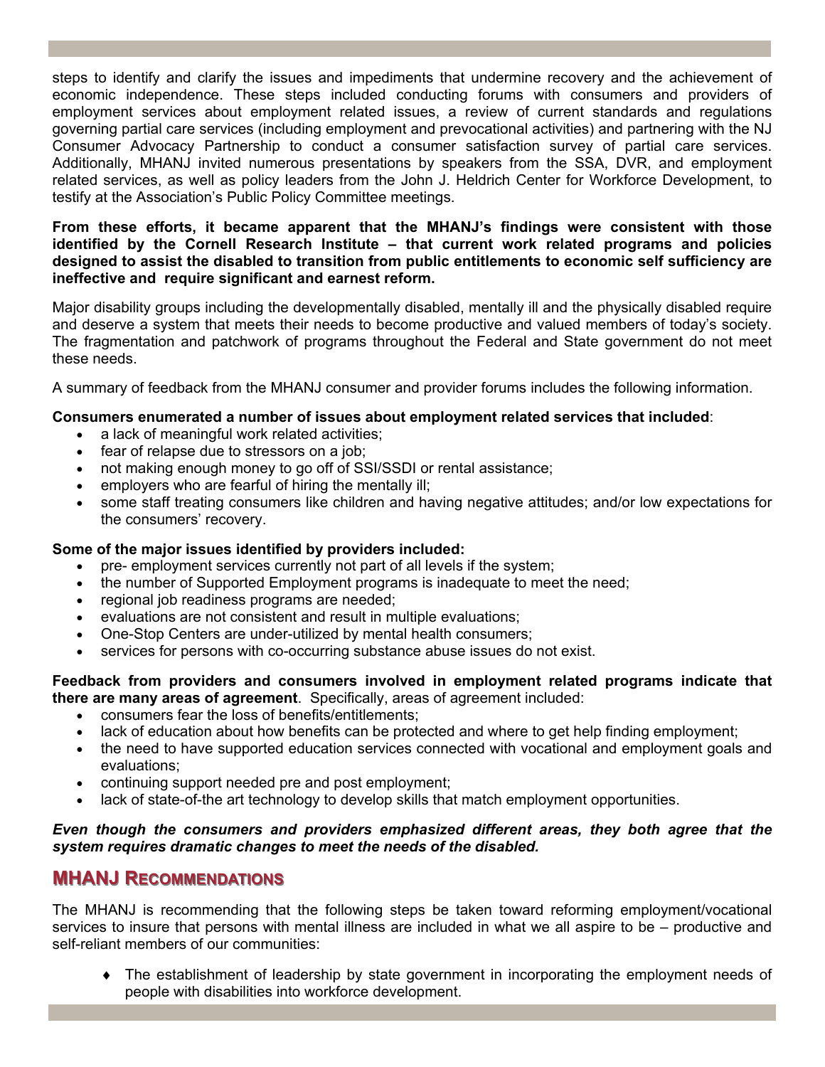steps to identify and clarify the issues and impediments that undermine recovery and the achievement of economic independence. These steps included conducting forums with consumers and providers of employment services about employment related issues, a review of current standards and regulations governing partial care services (including employment and prevocational activities) and partnering with the NJ Consumer Advocacy Partnership to conduct a consumer satisfaction survey of partial care services. Additionally, MHANJ invited numerous presentations by speakers from the SSA, DVR, and employment related services, as well as policy leaders from the John J. Heldrich Center for Workforce Development, to testify at the Association's Public Policy Committee meetings.

**From these efforts, it became apparent that the MHANJ's findings were consistent with those identified by the Cornell Research Institute – that current work related programs and policies designed to assist the disabled to transition from public entitlements to economic self sufficiency are ineffective and require significant and earnest reform.**

Major disability groups including the developmentally disabled, mentally ill and the physically disabled require and deserve a system that meets their needs to become productive and valued members of today's society. The fragmentation and patchwork of programs throughout the Federal and State government do not meet these needs.

A summary of feedback from the MHANJ consumer and provider forums includes the following information.

**Consumers enumerated a number of issues about employment related services that included**:

- a lack of meaningful work related activities;
- fear of relapse due to stressors on a job;
- not making enough money to go off of SSI/SSDI or rental assistance;
- employers who are fearful of hiring the mentally ill;
- some staff treating consumers like children and having negative attitudes; and/or low expectations for the consumers' recovery.

**Some of the major issues identified by providers included:**

- pre- employment services currently not part of all levels if the system;
- the number of Supported Employment programs is inadequate to meet the need;
- regional job readiness programs are needed;
- evaluations are not consistent and result in multiple evaluations;
- One-Stop Centers are under-utilized by mental health consumers;
- services for persons with co-occurring substance abuse issues do not exist.

**Feedback from providers and consumers involved in employment related programs indicate that there are many areas of agreement**. Specifically, areas of agreement included:

- consumers fear the loss of benefits/entitlements;
- lack of education about how benefits can be protected and where to get help finding employment;
- the need to have supported education services connected with vocational and employment goals and evaluations;
- continuing support needed pre and post employment;
- lack of state-of-the art technology to develop skills that match employment opportunities.

***Even though the consumers and providers emphasized different areas, they both agree that the system requires dramatic changes to meet the needs of the disabled.***

## MHANJ Recommendations

The MHANJ is recommending that the following steps be taken toward reforming employment/vocational services to insure that persons with mental illness are included in what we all aspire to be – productive and self-reliant members of our communities:

- The establishment of leadership by state government in incorporating the employment needs of people with disabilities into workforce development.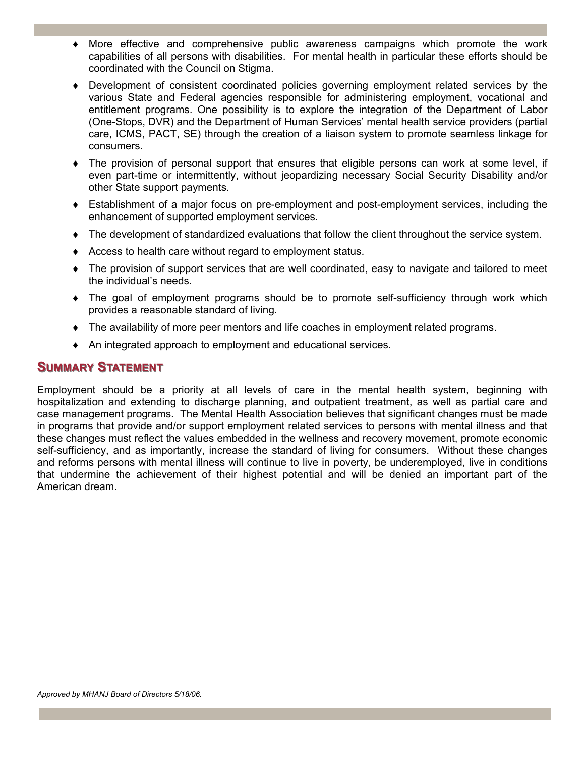- More effective and comprehensive public awareness campaigns which promote the work capabilities of all persons with disabilities. For mental health in particular these efforts should be coordinated with the Council on Stigma.
- Development of consistent coordinated policies governing employment related services by the various State and Federal agencies responsible for administering employment, vocational and entitlement programs. One possibility is to explore the integration of the Department of Labor (One-Stops, DVR) and the Department of Human Services' mental health service providers (partial care, ICMS, PACT, SE) through the creation of a liaison system to promote seamless linkage for consumers.
- The provision of personal support that ensures that eligible persons can work at some level, if even part-time or intermittently, without jeopardizing necessary Social Security Disability and/or other State support payments.
- Establishment of a major focus on pre-employment and post-employment services, including the enhancement of supported employment services.
- The development of standardized evaluations that follow the client throughout the service system.
- Access to health care without regard to employment status.
- The provision of support services that are well coordinated, easy to navigate and tailored to meet the individual's needs.
- The goal of employment programs should be to promote self-sufficiency through work which provides a reasonable standard of living.
- The availability of more peer mentors and life coaches in employment related programs.
- An integrated approach to employment and educational services.

## Summary Statement

Employment should be a priority at all levels of care in the mental health system, beginning with hospitalization and extending to discharge planning, and outpatient treatment, as well as partial care and case management programs. The Mental Health Association believes that significant changes must be made in programs that provide and/or support employment related services to persons with mental illness and that these changes must reflect the values embedded in the wellness and recovery movement, promote economic self-sufficiency, and as importantly, increase the standard of living for consumers. Without these changes and reforms persons with mental illness will continue to live in poverty, be underemployed, live in conditions that undermine the achievement of their highest potential and will be denied an important part of the American dream.

*Approved by MHANJ Board of Directors 5/18/06.*